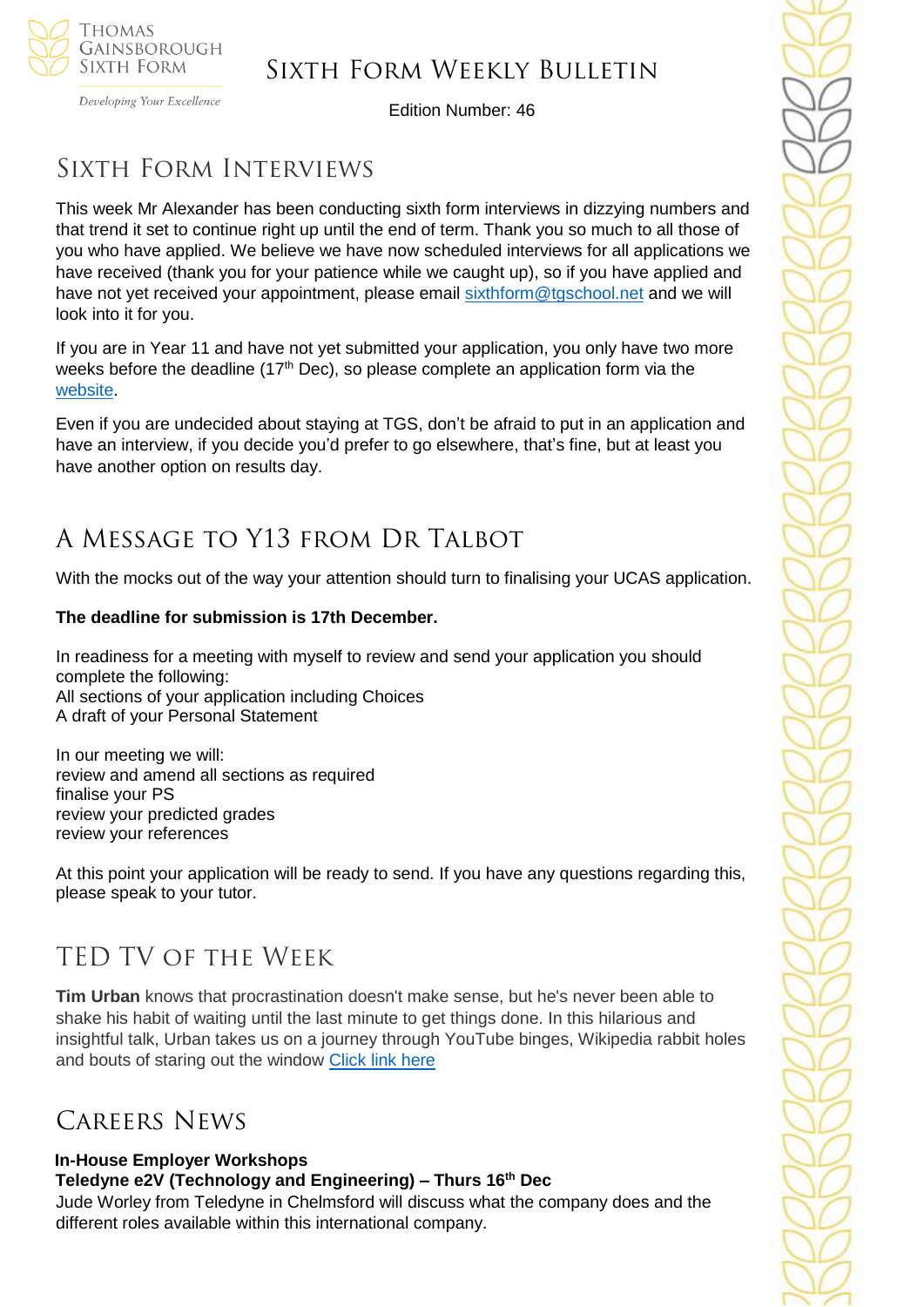# Sixth Form Weekly Bulletin

Edition Number: 46

## Sixth Form Interviews

This week Mr Alexander has been conducting sixth form interviews in dizzying numbers and that trend it set to continue right up until the end of term. Thank you so much to all those of you who have applied. We believe we have now scheduled interviews for all applications we have received (thank you for your patience while we caught up), so if you have applied and have not yet received your appointment, please email sixthform@tgschool.net and we will look into it for you.

If you are in Year 11 and have not yet submitted your application, you only have two more weeks before the deadline (17th Dec), so please complete an application form via the website.

Even if you are undecided about staying at TGS, don't be afraid to put in an application and have an interview, if you decide you'd prefer to go elsewhere, that's fine, but at least you have another option on results day.

## A Message to Y13 from Dr Talbot

With the mocks out of the way your attention should turn to finalising your UCAS application.

**The deadline for submission is 17th December.**

In readiness for a meeting with myself to review and send your application you should complete the following:
All sections of your application including Choices
A draft of your Personal Statement

In our meeting we will:
review and amend all sections as required
finalise your PS
review your predicted grades
review your references

At this point your application will be ready to send. If you have any questions regarding this, please speak to your tutor.

## TED TV of the Week

**Tim Urban** knows that procrastination doesn't make sense, but he's never been able to shake his habit of waiting until the last minute to get things done. In this hilarious and insightful talk, Urban takes us on a journey through YouTube binges, Wikipedia rabbit holes and bouts of staring out the window Click link here

## Careers News

**In-House Employer Workshops**
**Teledyne e2V (Technology and Engineering) – Thurs 16th Dec**
Jude Worley from Teledyne in Chelmsford will discuss what the company does and the different roles available within this international company.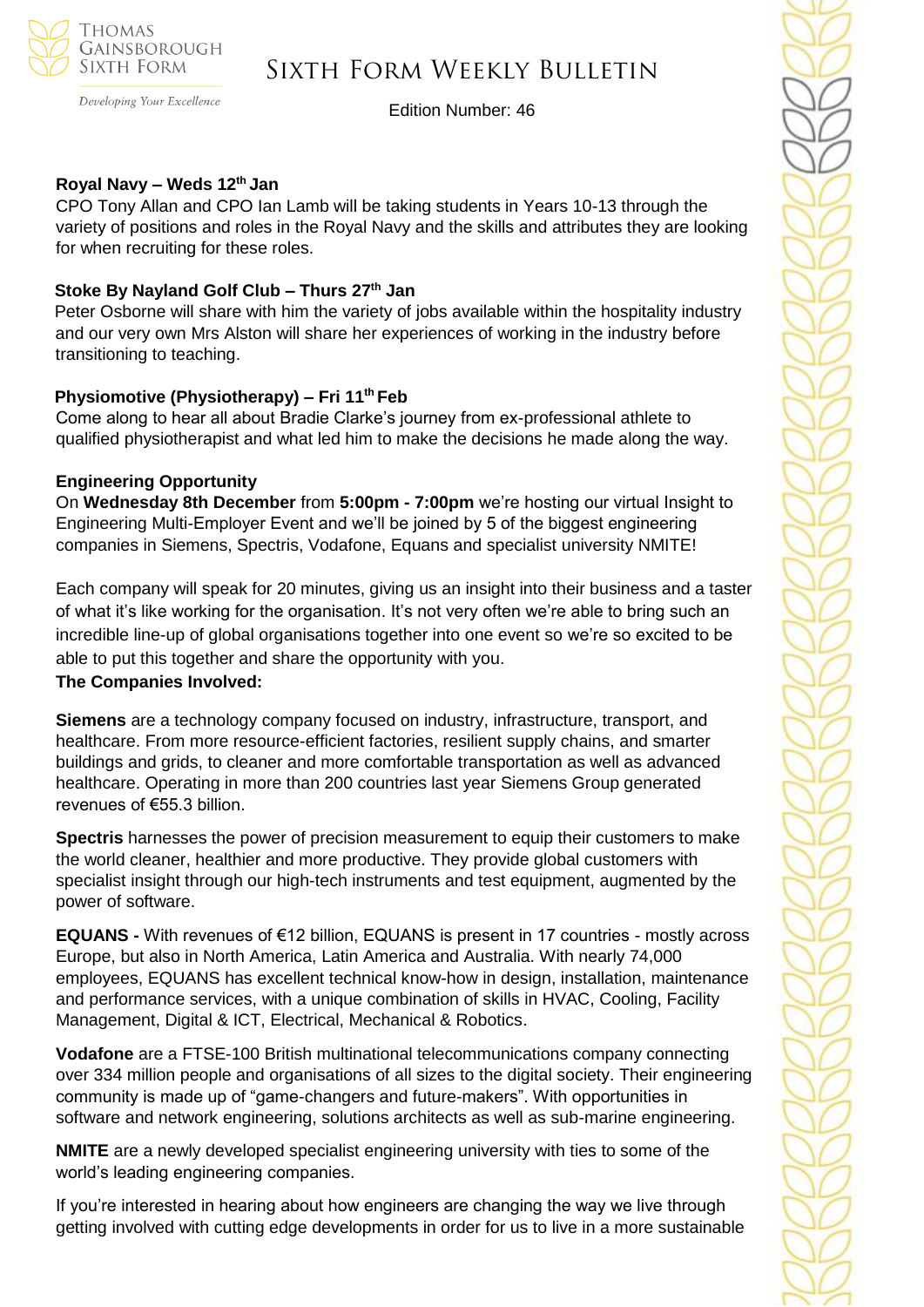**Royal Navy – Weds 12th Jan**

CPO Tony Allan and CPO Ian Lamb will be taking students in Years 10-13 through the variety of positions and roles in the Royal Navy and the skills and attributes they are looking for when recruiting for these roles.

**Stoke By Nayland Golf Club – Thurs 27th Jan**

Peter Osborne will share with him the variety of jobs available within the hospitality industry and our very own Mrs Alston will share her experiences of working in the industry before transitioning to teaching.

**Physiomotive (Physiotherapy) – Fri 11th Feb**

Come along to hear all about Bradie Clarke's journey from ex-professional athlete to qualified physiotherapist and what led him to make the decisions he made along the way.

**Engineering Opportunity**

On **Wednesday 8th December** from **5:00pm - 7:00pm** we're hosting our virtual Insight to Engineering Multi-Employer Event and we'll be joined by 5 of the biggest engineering companies in Siemens, Spectris, Vodafone, Equans and specialist university NMITE!

Each company will speak for 20 minutes, giving us an insight into their business and a taster of what it's like working for the organisation. It's not very often we're able to bring such an incredible line-up of global organisations together into one event so we're so excited to be able to put this together and share the opportunity with you.

**The Companies Involved:**

**Siemens** are a technology company focused on industry, infrastructure, transport, and healthcare. From more resource-efficient factories, resilient supply chains, and smarter buildings and grids, to cleaner and more comfortable transportation as well as advanced healthcare. Operating in more than 200 countries last year Siemens Group generated revenues of €55.3 billion.

**Spectris** harnesses the power of precision measurement to equip their customers to make the world cleaner, healthier and more productive. They provide global customers with specialist insight through our high-tech instruments and test equipment, augmented by the power of software.

**EQUANS -** With revenues of €12 billion, EQUANS is present in 17 countries - mostly across Europe, but also in North America, Latin America and Australia. With nearly 74,000 employees, EQUANS has excellent technical know-how in design, installation, maintenance and performance services, with a unique combination of skills in HVAC, Cooling, Facility Management, Digital & ICT, Electrical, Mechanical & Robotics.

**Vodafone** are a FTSE-100 British multinational telecommunications company connecting over 334 million people and organisations of all sizes to the digital society. Their engineering community is made up of "game-changers and future-makers". With opportunities in software and network engineering, solutions architects as well as sub-marine engineering.

**NMITE** are a newly developed specialist engineering university with ties to some of the world's leading engineering companies.

If you're interested in hearing about how engineers are changing the way we live through getting involved with cutting edge developments in order for us to live in a more sustainable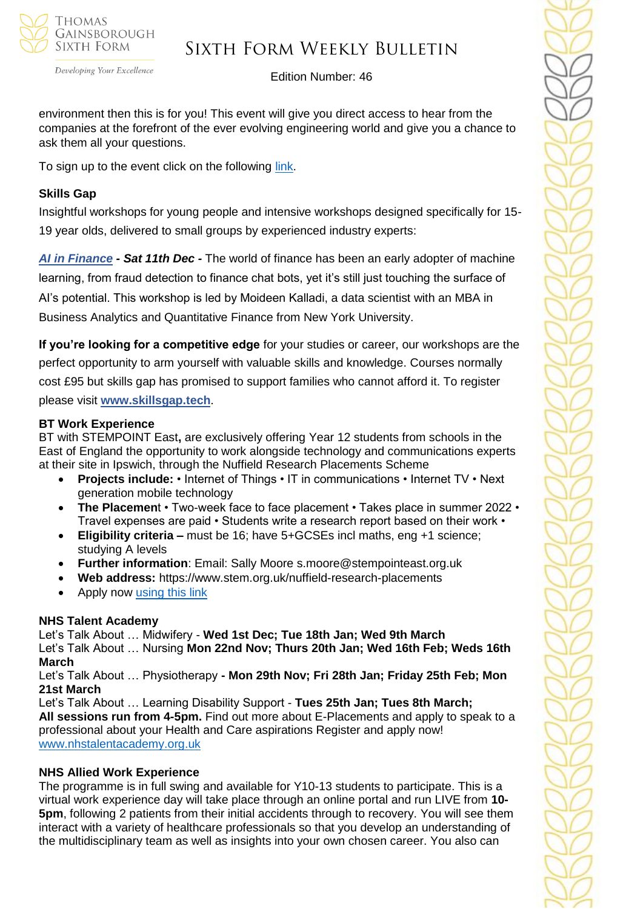environment then this is for you! This event will give you direct access to hear from the companies at the forefront of the ever evolving engineering world and give you a chance to ask them all your questions.

To sign up to the event click on the following link.

**Skills Gap**

Insightful workshops for young people and intensive workshops designed specifically for 15-19 year olds, delivered to small groups by experienced industry experts:

***AI in Finance - Sat 11th Dec -*** The world of finance has been an early adopter of machine learning, from fraud detection to finance chat bots, yet it's still just touching the surface of AI's potential. This workshop is led by Moideen Kalladi, a data scientist with an MBA in Business Analytics and Quantitative Finance from New York University.

**If you're looking for a competitive edge** for your studies or career, our workshops are the perfect opportunity to arm yourself with valuable skills and knowledge. Courses normally cost £95 but skills gap has promised to support families who cannot afford it. To register please visit **www.skillsgap.tech**.

**BT Work Experience**

BT with STEMPOINT East**,** are exclusively offering Year 12 students from schools in the East of England the opportunity to work alongside technology and communications experts at their site in Ipswich, through the Nuffield Research Placements Scheme

- **Projects include:** • Internet of Things • IT in communications • Internet TV • Next generation mobile technology
- **The Placemen**t • Two-week face to face placement • Takes place in summer 2022 • Travel expenses are paid • Students write a research report based on their work •
- **Eligibility criteria –** must be 16; have 5+GCSEs incl maths, eng +1 science; studying A levels
- **Further information**: Email: Sally Moore s.moore@stempointeast.org.uk
- **Web address:** https://www.stem.org.uk/nuffield-research-placements
- Apply now using this link

**NHS Talent Academy**

Let's Talk About … Midwifery - **Wed 1st Dec; Tue 18th Jan; Wed 9th March**
Let's Talk About … Nursing **Mon 22nd Nov; Thurs 20th Jan; Wed 16th Feb; Weds 16th March**
Let's Talk About … Physiotherapy **- Mon 29th Nov; Fri 28th Jan; Friday 25th Feb; Mon 21st March**
Let's Talk About … Learning Disability Support - **Tues 25th Jan; Tues 8th March;**
**All sessions run from 4-5pm.** Find out more about E-Placements and apply to speak to a professional about your Health and Care aspirations Register and apply now!
www.nhstalentacademy.org.uk

**NHS Allied Work Experience**

The programme is in full swing and available for Y10-13 students to participate. This is a virtual work experience day will take place through an online portal and run LIVE from **10-5pm**, following 2 patients from their initial accidents through to recovery. You will see them interact with a variety of healthcare professionals so that you develop an understanding of the multidisciplinary team as well as insights into your own chosen career. You also can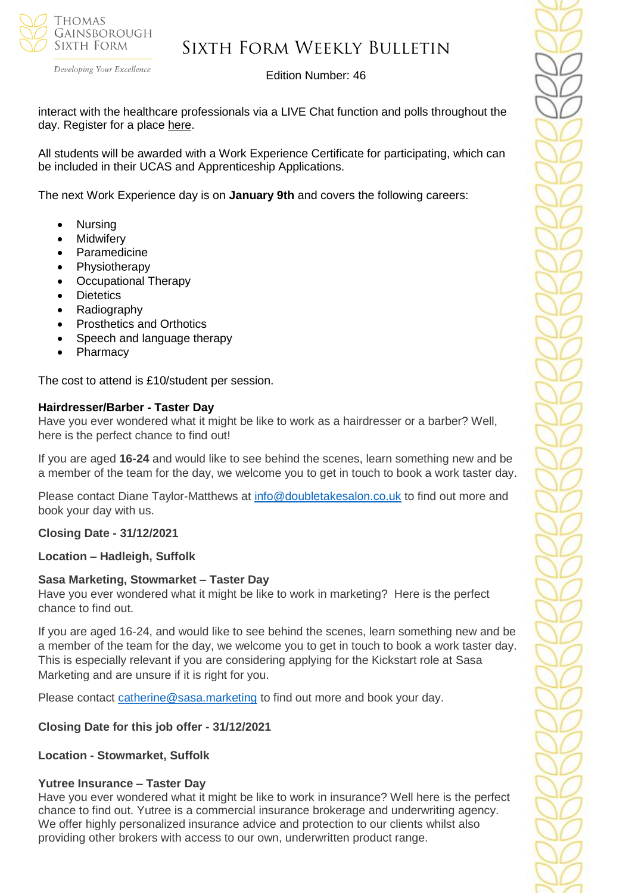interact with the healthcare professionals via a LIVE Chat function and polls throughout the day. Register for a place here.

All students will be awarded with a Work Experience Certificate for participating, which can be included in their UCAS and Apprenticeship Applications.

The next Work Experience day is on **January 9th** and covers the following careers:

- Nursing
- Midwifery
- Paramedicine
- Physiotherapy
- Occupational Therapy
- Dietetics
- Radiography
- Prosthetics and Orthotics
- Speech and language therapy
- Pharmacy

The cost to attend is £10/student per session.

**Hairdresser/Barber - Taster Day**

Have you ever wondered what it might be like to work as a hairdresser or a barber? Well, here is the perfect chance to find out!

If you are aged **16-24** and would like to see behind the scenes, learn something new and be a member of the team for the day, we welcome you to get in touch to book a work taster day.

Please contact Diane Taylor-Matthews at info@doubletakesalon.co.uk to find out more and book your day with us.

**Closing Date - 31/12/2021**

**Location – Hadleigh, Suffolk**

**Sasa Marketing, Stowmarket – Taster Day**

Have you ever wondered what it might be like to work in marketing? Here is the perfect chance to find out.

If you are aged 16-24, and would like to see behind the scenes, learn something new and be a member of the team for the day, we welcome you to get in touch to book a work taster day. This is especially relevant if you are considering applying for the Kickstart role at Sasa Marketing and are unsure if it is right for you.

Please contact catherine@sasa.marketing to find out more and book your day.

**Closing Date for this job offer - 31/12/2021**

**Location - Stowmarket, Suffolk**

**Yutree Insurance – Taster Day**

Have you ever wondered what it might be like to work in insurance? Well here is the perfect chance to find out. Yutree is a commercial insurance brokerage and underwriting agency. We offer highly personalized insurance advice and protection to our clients whilst also providing other brokers with access to our own, underwritten product range.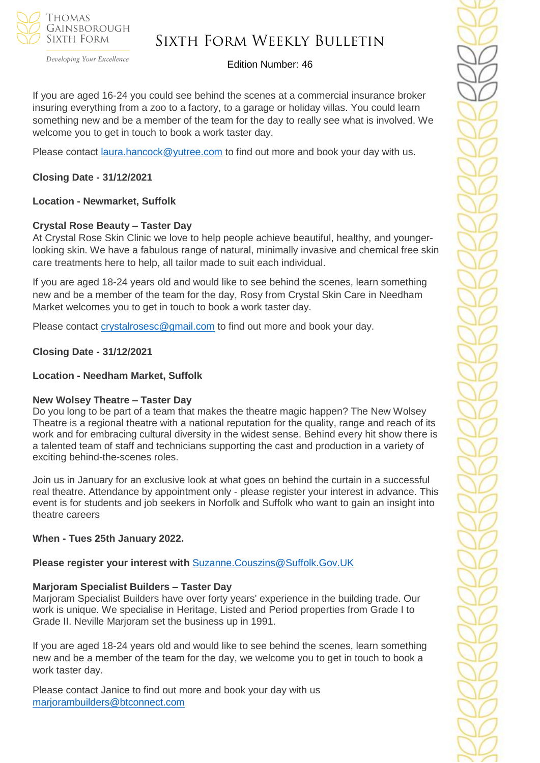If you are aged 16-24 you could see behind the scenes at a commercial insurance broker insuring everything from a zoo to a factory, to a garage or holiday villas. You could learn something new and be a member of the team for the day to really see what is involved. We welcome you to get in touch to book a work taster day.

Please contact [laura.hancock@yutree.com](mailto:laura.hancock@yutree.com) to find out more and book your day with us.

**Closing Date - 31/12/2021**

**Location - Newmarket, Suffolk**

**Crystal Rose Beauty – Taster Day**

At Crystal Rose Skin Clinic we love to help people achieve beautiful, healthy, and younger-looking skin. We have a fabulous range of natural, minimally invasive and chemical free skin care treatments here to help, all tailor made to suit each individual.

If you are aged 18-24 years old and would like to see behind the scenes, learn something new and be a member of the team for the day, Rosy from Crystal Skin Care in Needham Market welcomes you to get in touch to book a work taster day.

Please contact [crystalrosesc@gmail.com](mailto:crystalrosesc@gmail.com) to find out more and book your day.

**Closing Date - 31/12/2021**

**Location - Needham Market, Suffolk**

**New Wolsey Theatre – Taster Day**

Do you long to be part of a team that makes the theatre magic happen? The New Wolsey Theatre is a regional theatre with a national reputation for the quality, range and reach of its work and for embracing cultural diversity in the widest sense. Behind every hit show there is a talented team of staff and technicians supporting the cast and production in a variety of exciting behind-the-scenes roles.

Join us in January for an exclusive look at what goes on behind the curtain in a successful real theatre. Attendance by appointment only - please register your interest in advance. This event is for students and job seekers in Norfolk and Suffolk who want to gain an insight into theatre careers

**When - Tues 25th January 2022.**

**Please register your interest with** [Suzanne.Couszins@Suffolk.Gov.UK](mailto:Suzanne.Couszins@Suffolk.Gov.UK)

**Marjoram Specialist Builders – Taster Day**

Marjoram Specialist Builders have over forty years' experience in the building trade. Our work is unique. We specialise in Heritage, Listed and Period properties from Grade I to Grade II. Neville Marjoram set the business up in 1991.

If you are aged 18-24 years old and would like to see behind the scenes, learn something new and be a member of the team for the day, we welcome you to get in touch to book a work taster day.

Please contact Janice to find out more and book your day with us [marjorambuilders@btconnect.com](mailto:marjorambuilders@btconnect.com)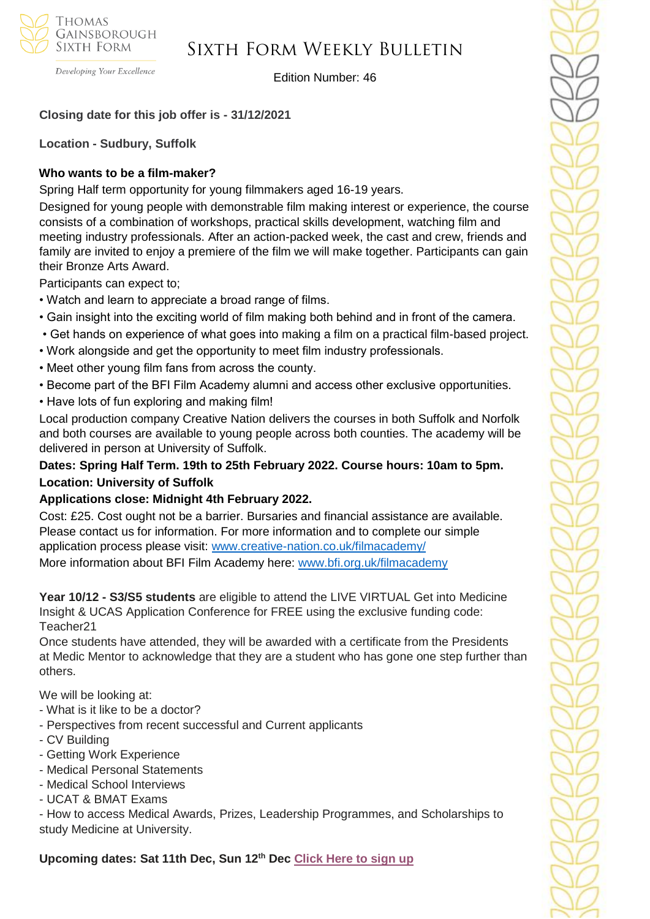**Closing date for this job offer is - 31/12/2021**

**Location - Sudbury, Suffolk**

**Who wants to be a film-maker?**

Spring Half term opportunity for young filmmakers aged 16-19 years.

Designed for young people with demonstrable film making interest or experience, the course consists of a combination of workshops, practical skills development, watching film and meeting industry professionals. After an action-packed week, the cast and crew, friends and family are invited to enjoy a premiere of the film we will make together. Participants can gain their Bronze Arts Award.

Participants can expect to;

- Watch and learn to appreciate a broad range of films.
- Gain insight into the exciting world of film making both behind and in front of the camera.
- Get hands on experience of what goes into making a film on a practical film-based project.
- Work alongside and get the opportunity to meet film industry professionals.
- Meet other young film fans from across the county.
- Become part of the BFI Film Academy alumni and access other exclusive opportunities.
- Have lots of fun exploring and making film!

Local production company Creative Nation delivers the courses in both Suffolk and Norfolk and both courses are available to young people across both counties. The academy will be delivered in person at University of Suffolk.

**Dates: Spring Half Term. 19th to 25th February 2022. Course hours: 10am to 5pm.**
**Location: University of Suffolk**
**Applications close: Midnight 4th February 2022.**

Cost: £25. Cost ought not be a barrier. Bursaries and financial assistance are available. Please contact us for information. For more information and to complete our simple application process please visit: [www.creative-nation.co.uk/filmacademy/](www.creative-nation.co.uk/filmacademy/)

More information about BFI Film Academy here: [www.bfi.org.uk/filmacademy](www.bfi.org.uk/filmacademy)

**Year 10/12 - S3/S5 students** are eligible to attend the LIVE VIRTUAL Get into Medicine Insight & UCAS Application Conference for FREE using the exclusive funding code: Teacher21

Once students have attended, they will be awarded with a certificate from the Presidents at Medic Mentor to acknowledge that they are a student who has gone one step further than others.

We will be looking at:

- What is it like to be a doctor?
- Perspectives from recent successful and Current applicants
- CV Building
- Getting Work Experience
- Medical Personal Statements
- Medical School Interviews
- UCAT & BMAT Exams
- How to access Medical Awards, Prizes, Leadership Programmes, and Scholarships to study Medicine at University.

**Upcoming dates: Sat 11th Dec, Sun 12th Dec Click Here to sign up**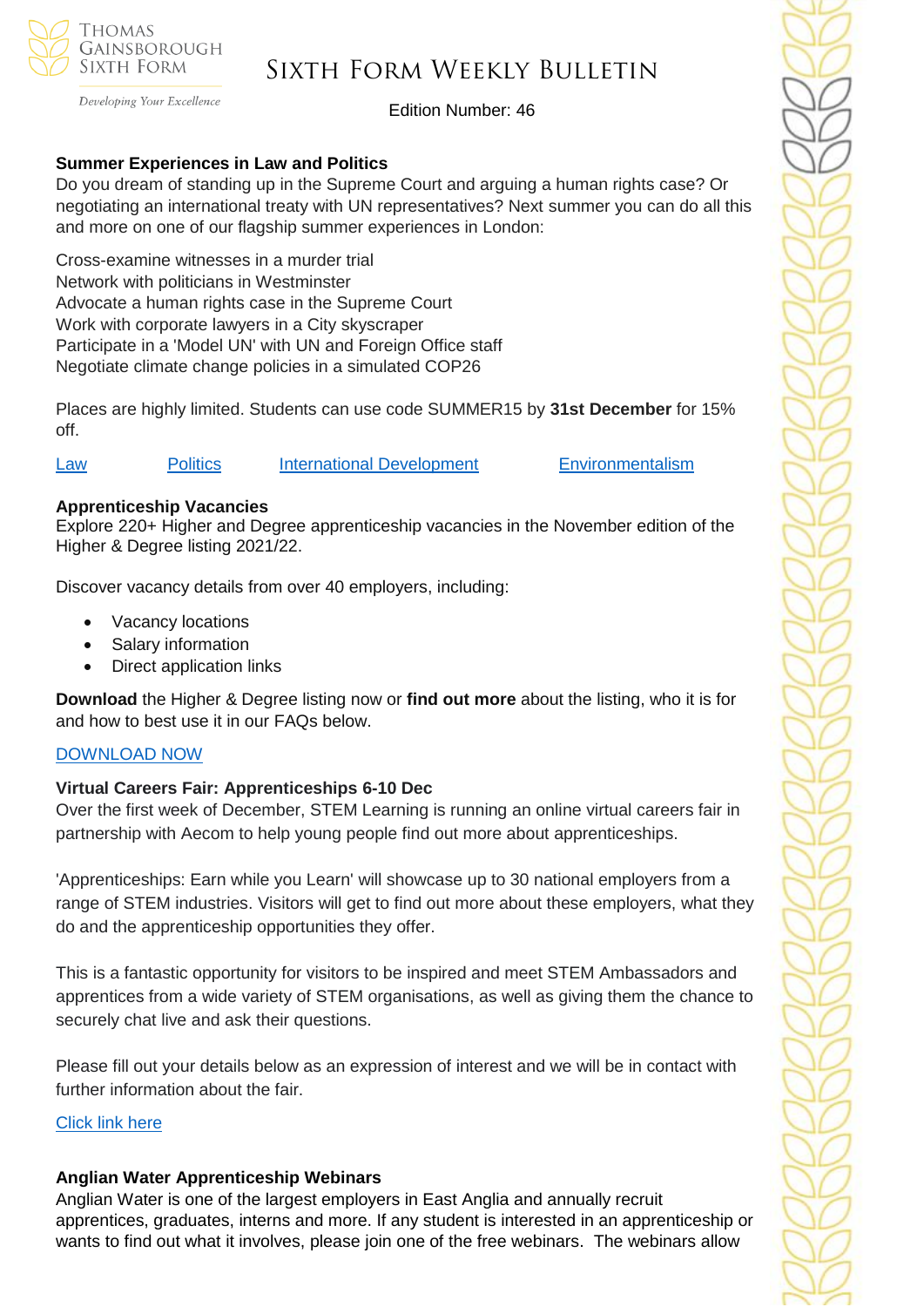### Summer Experiences in Law and Politics

Do you dream of standing up in the Supreme Court and arguing a human rights case? Or negotiating an international treaty with UN representatives? Next summer you can do all this and more on one of our flagship summer experiences in London:

Cross-examine witnesses in a murder trial
Network with politicians in Westminster
Advocate a human rights case in the Supreme Court
Work with corporate lawyers in a City skyscraper
Participate in a 'Model UN' with UN and Foreign Office staff
Negotiate climate change policies in a simulated COP26

Places are highly limited. Students can use code SUMMER15 by **31st December** for 15% off.

Law | Politics | International Development | Environmentalism

### Apprenticeship Vacancies

Explore 220+ Higher and Degree apprenticeship vacancies in the November edition of the Higher & Degree listing 2021/22.

Discover vacancy details from over 40 employers, including:

- Vacancy locations
- Salary information
- Direct application links

**Download** the Higher & Degree listing now or **find out more** about the listing, who it is for and how to best use it in our FAQs below.

DOWNLOAD NOW

### Virtual Careers Fair: Apprenticeships 6-10 Dec

Over the first week of December, STEM Learning is running an online virtual careers fair in partnership with Aecom to help young people find out more about apprenticeships.

'Apprenticeships: Earn while you Learn' will showcase up to 30 national employers from a range of STEM industries. Visitors will get to find out more about these employers, what they do and the apprenticeship opportunities they offer.

This is a fantastic opportunity for visitors to be inspired and meet STEM Ambassadors and apprentices from a wide variety of STEM organisations, as well as giving them the chance to securely chat live and ask their questions.

Please fill out your details below as an expression of interest and we will be in contact with further information about the fair.

Click link here

### Anglian Water Apprenticeship Webinars

Anglian Water is one of the largest employers in East Anglia and annually recruit apprentices, graduates, interns and more. If any student is interested in an apprenticeship or wants to find out what it involves, please join one of the free webinars. The webinars allow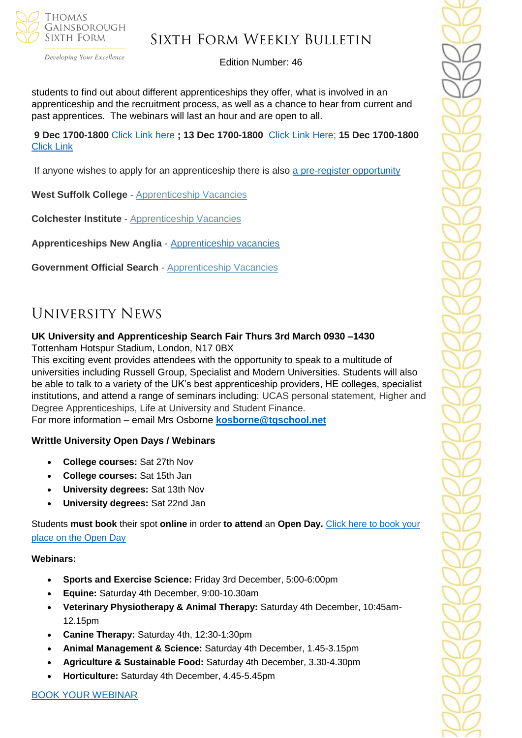students to find out about different apprenticeships they offer, what is involved in an apprenticeship and the recruitment process, as well as a chance to hear from current and past apprentices. The webinars will last an hour and are open to all.

**9 Dec 1700-1800** Click Link here **; 13 Dec 1700-1800** Click Link Here; **15 Dec 1700-1800** Click Link

If anyone wishes to apply for an apprenticeship there is also a pre-register opportunity

**West Suffolk College** - Apprenticeship Vacancies

**Colchester Institute** - Apprenticeship Vacancies

**Apprenticeships New Anglia** - Apprenticeship vacancies

**Government Official Search** - Apprenticeship Vacancies

# University News

**UK University and Apprenticeship Search Fair Thurs 3rd March 0930 –1430**
Tottenham Hotspur Stadium, London, N17 0BX
This exciting event provides attendees with the opportunity to speak to a multitude of universities including Russell Group, Specialist and Modern Universities. Students will also be able to talk to a variety of the UK's best apprenticeship providers, HE colleges, specialist institutions, and attend a range of seminars including: UCAS personal statement, Higher and Degree Apprenticeships, Life at University and Student Finance.
For more information – email Mrs Osborne **kosborne@tgschool.net**

**Writtle University Open Days / Webinars**

- **College courses:** Sat 27th Nov
- **College courses:** Sat 15th Jan
- **University degrees:** Sat 13th Nov
- **University degrees:** Sat 22nd Jan

Students **must book** their spot **online** in order **to attend** an **Open Day.** Click here to book your place on the Open Day

**Webinars:**

- **Sports and Exercise Science:** Friday 3rd December, 5:00-6:00pm
- **Equine:** Saturday 4th December, 9:00-10.30am
- **Veterinary Physiotherapy & Animal Therapy:** Saturday 4th December, 10:45am-12.15pm
- **Canine Therapy:** Saturday 4th, 12:30-1:30pm
- **Animal Management & Science:** Saturday 4th December, 1.45-3.15pm
- **Agriculture & Sustainable Food:** Saturday 4th December, 3.30-4.30pm
- **Horticulture:** Saturday 4th December, 4.45-5.45pm

BOOK YOUR WEBINAR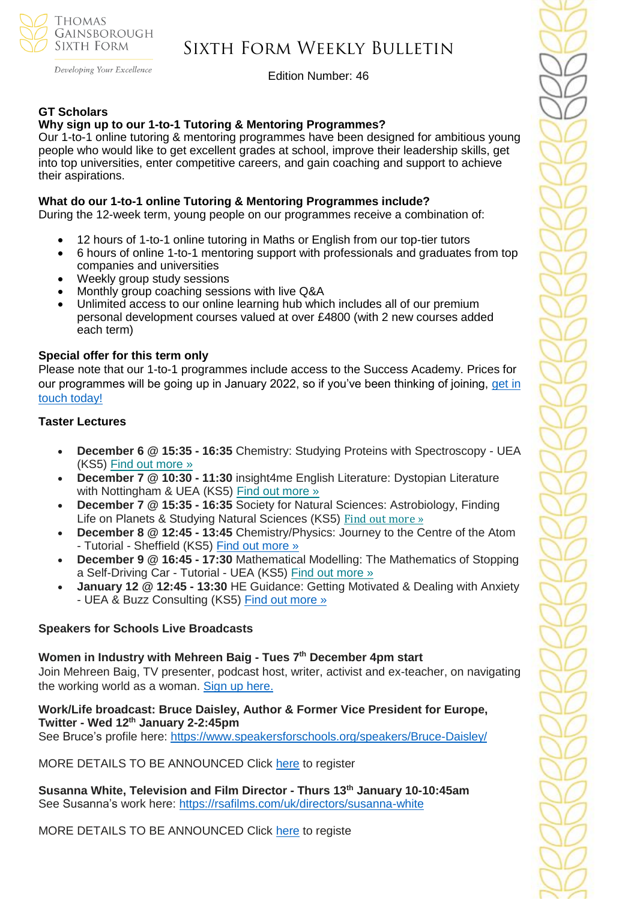### GT Scholars

**Why sign up to our 1-to-1 Tutoring & Mentoring Programmes?**

Our 1-to-1 online tutoring & mentoring programmes have been designed for ambitious young people who would like to get excellent grades at school, improve their leadership skills, get into top universities, enter competitive careers, and gain coaching and support to achieve their aspirations.

**What do our 1-to-1 online Tutoring & Mentoring Programmes include?**

During the 12-week term, young people on our programmes receive a combination of:

- 12 hours of 1-to-1 online tutoring in Maths or English from our top-tier tutors
- 6 hours of online 1-to-1 mentoring support with professionals and graduates from top companies and universities
- Weekly group study sessions
- Monthly group coaching sessions with live Q&A
- Unlimited access to our online learning hub which includes all of our premium personal development courses valued at over £4800 (with 2 new courses added each term)

**Special offer for this term only**

Please note that our 1-to-1 programmes include access to the Success Academy. Prices for our programmes will be going up in January 2022, so if you've been thinking of joining, get in touch today!

### Taster Lectures

- **December 6 @ 15:35 - 16:35** Chemistry: Studying Proteins with Spectroscopy - UEA (KS5) Find out more »
- **December 7 @ 10:30 - 11:30** insight4me English Literature: Dystopian Literature with Nottingham & UEA (KS5) Find out more »
- **December 7 @ 15:35 - 16:35** Society for Natural Sciences: Astrobiology, Finding Life on Planets & Studying Natural Sciences (KS5) Find out more »
- **December 8 @ 12:45 - 13:45** Chemistry/Physics: Journey to the Centre of the Atom - Tutorial - Sheffield (KS5) Find out more »
- **December 9 @ 16:45 - 17:30** Mathematical Modelling: The Mathematics of Stopping a Self-Driving Car - Tutorial - UEA (KS5) Find out more »
- **January 12 @ 12:45 - 13:30** HE Guidance: Getting Motivated & Dealing with Anxiety - UEA & Buzz Consulting (KS5) Find out more »

### Speakers for Schools Live Broadcasts

**Women in Industry with Mehreen Baig - Tues 7th December 4pm start**

Join Mehreen Baig, TV presenter, podcast host, writer, activist and ex-teacher, on navigating the working world as a woman. Sign up here.

**Work/Life broadcast: Bruce Daisley, Author & Former Vice President for Europe, Twitter - Wed 12th January 2-2:45pm**

See Bruce's profile here: https://www.speakersforschools.org/speakers/Bruce-Daisley/

MORE DETAILS TO BE ANNOUNCED Click here to register

**Susanna White, Television and Film Director - Thurs 13th January 10-10:45am**

See Susanna's work here: https://rsafilms.com/uk/directors/susanna-white

MORE DETAILS TO BE ANNOUNCED Click here to registe